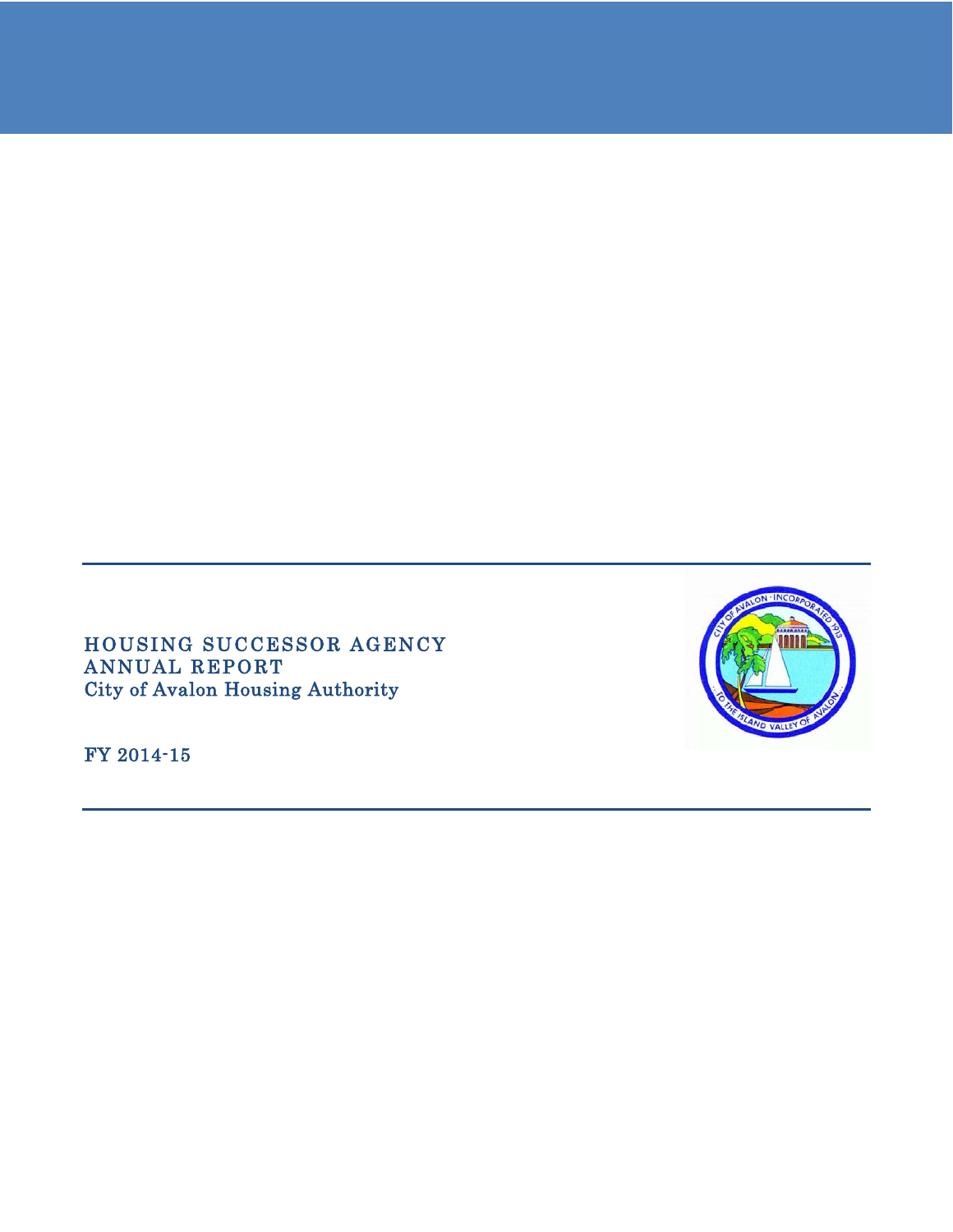# HOUSING SUCCESSOR AGENCY ANNUAL REPORT

City of Avalon Housing Authority

FY 2014-15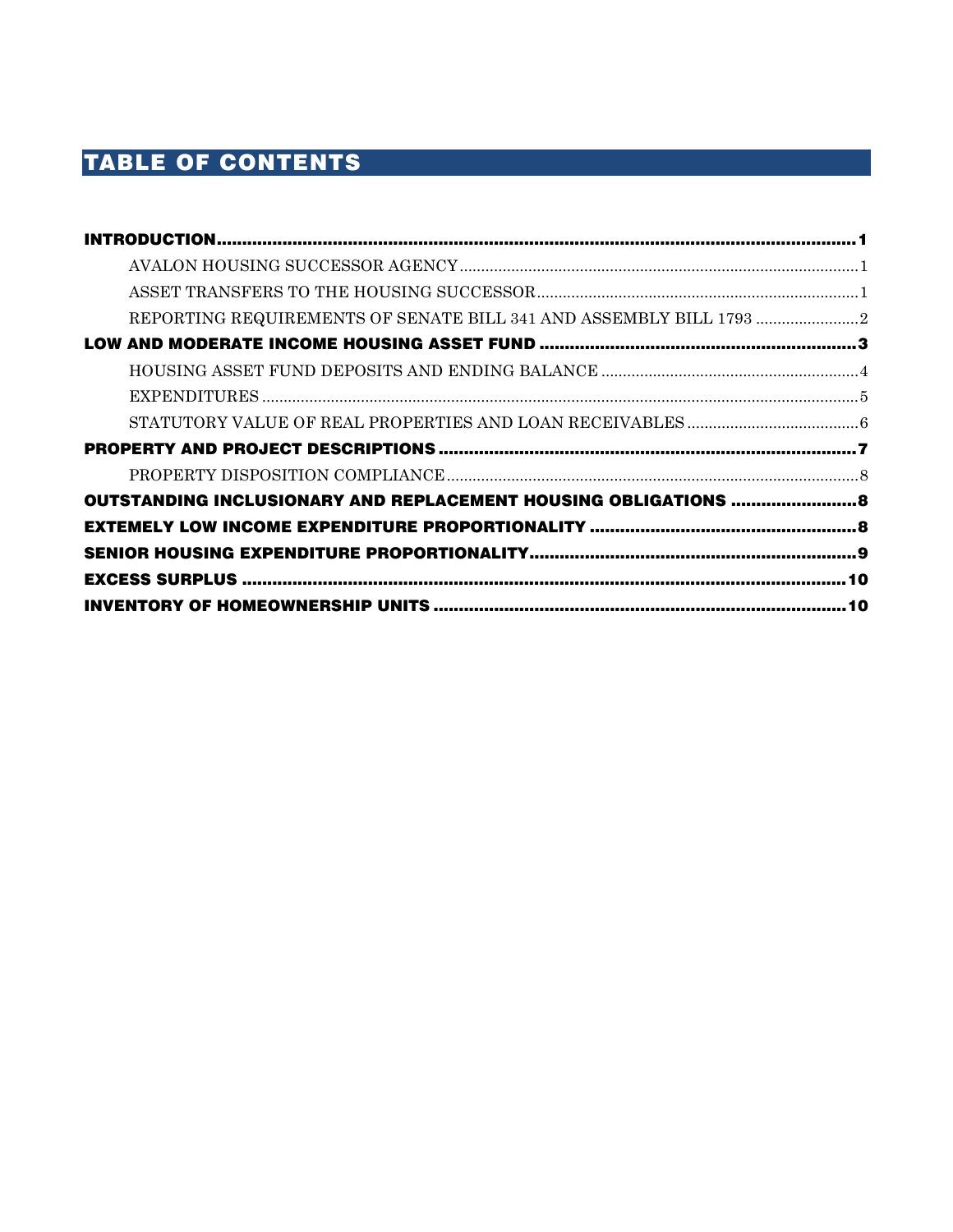# TABLE OF CONTENTS

**INTRODUCTION** .......... **1**

- AVALON HOUSING SUCCESSOR AGENCY .......... 1
- ASSET TRANSFERS TO THE HOUSING SUCCESSOR .......... 1
- REPORTING REQUIREMENTS OF SENATE BILL 341 AND ASSEMBLY BILL 1793 .......... 2

**LOW AND MODERATE INCOME HOUSING ASSET FUND** .......... **3**

- HOUSING ASSET FUND DEPOSITS AND ENDING BALANCE .......... 4
- EXPENDITURES .......... 5
- STATUTORY VALUE OF REAL PROPERTIES AND LOAN RECEIVABLES .......... 6

**PROPERTY AND PROJECT DESCRIPTIONS** .......... **7**

- PROPERTY DISPOSITION COMPLIANCE .......... 8

**OUTSTANDING INCLUSIONARY AND REPLACEMENT HOUSING OBLIGATIONS** .......... **8**

**EXTEMELY LOW INCOME EXPENDITURE PROPORTIONALITY** .......... **8**

**SENIOR HOUSING EXPENDITURE PROPORTIONALITY** .......... **9**

**EXCESS SURPLUS** .......... **10**

**INVENTORY OF HOMEOWNERSHIP UNITS** .......... **10**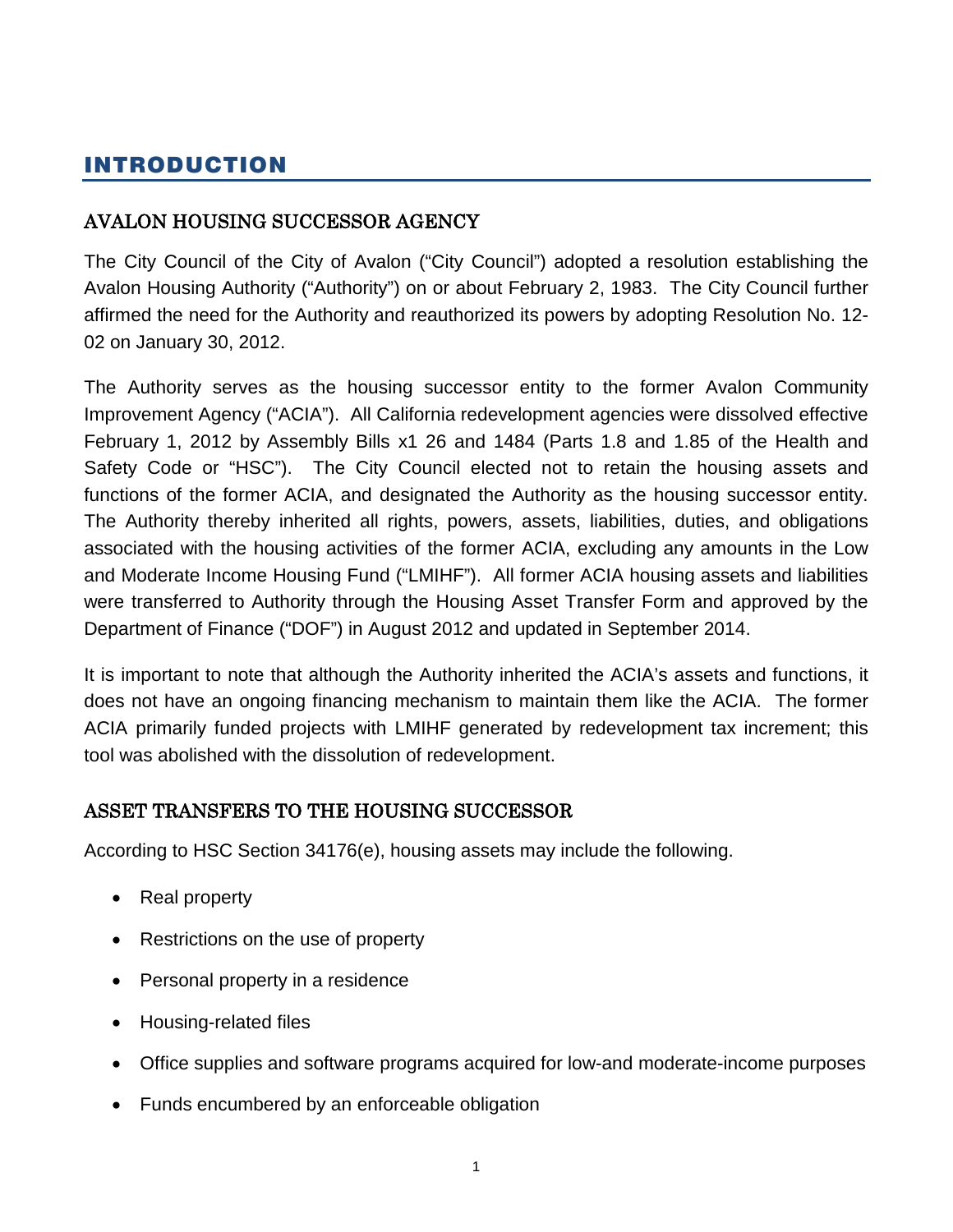# INTRODUCTION

## AVALON HOUSING SUCCESSOR AGENCY

The City Council of the City of Avalon ("City Council") adopted a resolution establishing the Avalon Housing Authority ("Authority") on or about February 2, 1983. The City Council further affirmed the need for the Authority and reauthorized its powers by adopting Resolution No. 12-02 on January 30, 2012.

The Authority serves as the housing successor entity to the former Avalon Community Improvement Agency ("ACIA"). All California redevelopment agencies were dissolved effective February 1, 2012 by Assembly Bills x1 26 and 1484 (Parts 1.8 and 1.85 of the Health and Safety Code or "HSC"). The City Council elected not to retain the housing assets and functions of the former ACIA, and designated the Authority as the housing successor entity. The Authority thereby inherited all rights, powers, assets, liabilities, duties, and obligations associated with the housing activities of the former ACIA, excluding any amounts in the Low and Moderate Income Housing Fund ("LMIHF"). All former ACIA housing assets and liabilities were transferred to Authority through the Housing Asset Transfer Form and approved by the Department of Finance ("DOF") in August 2012 and updated in September 2014.

It is important to note that although the Authority inherited the ACIA's assets and functions, it does not have an ongoing financing mechanism to maintain them like the ACIA. The former ACIA primarily funded projects with LMIHF generated by redevelopment tax increment; this tool was abolished with the dissolution of redevelopment.

## ASSET TRANSFERS TO THE HOUSING SUCCESSOR

According to HSC Section 34176(e), housing assets may include the following.

- Real property
- Restrictions on the use of property
- Personal property in a residence
- Housing-related files
- Office supplies and software programs acquired for low-and moderate-income purposes
- Funds encumbered by an enforceable obligation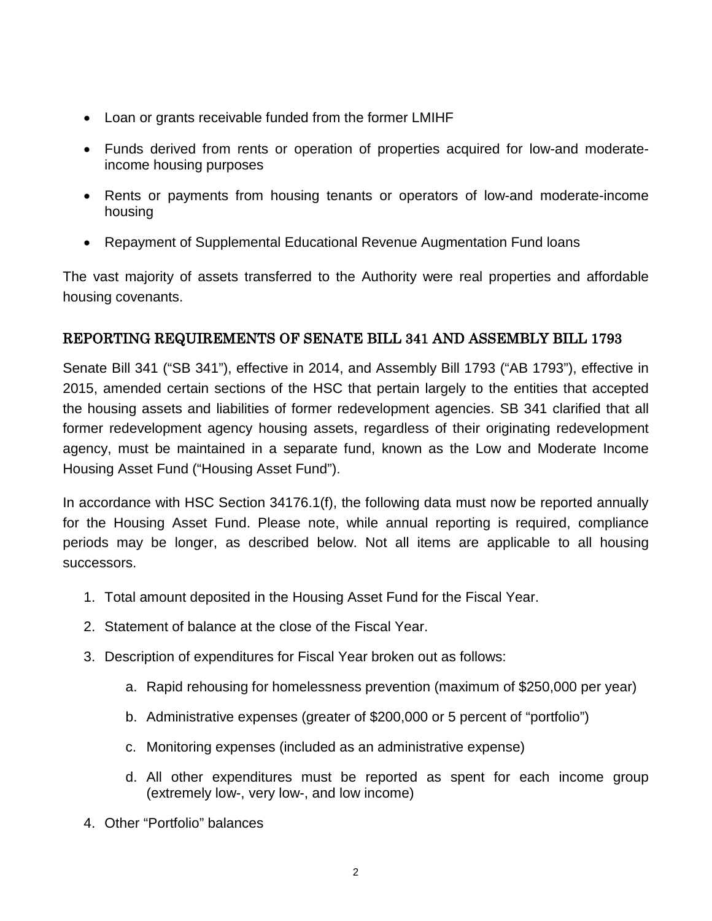- Loan or grants receivable funded from the former LMIHF
- Funds derived from rents or operation of properties acquired for low-and moderate-income housing purposes
- Rents or payments from housing tenants or operators of low-and moderate-income housing
- Repayment of Supplemental Educational Revenue Augmentation Fund loans

The vast majority of assets transferred to the Authority were real properties and affordable housing covenants.

## REPORTING REQUIREMENTS OF SENATE BILL 341 AND ASSEMBLY BILL 1793

Senate Bill 341 ("SB 341"), effective in 2014, and Assembly Bill 1793 ("AB 1793"), effective in 2015, amended certain sections of the HSC that pertain largely to the entities that accepted the housing assets and liabilities of former redevelopment agencies. SB 341 clarified that all former redevelopment agency housing assets, regardless of their originating redevelopment agency, must be maintained in a separate fund, known as the Low and Moderate Income Housing Asset Fund ("Housing Asset Fund").

In accordance with HSC Section 34176.1(f), the following data must now be reported annually for the Housing Asset Fund. Please note, while annual reporting is required, compliance periods may be longer, as described below. Not all items are applicable to all housing successors.

1. Total amount deposited in the Housing Asset Fund for the Fiscal Year.
2. Statement of balance at the close of the Fiscal Year.
3. Description of expenditures for Fiscal Year broken out as follows:
    a. Rapid rehousing for homelessness prevention (maximum of $250,000 per year)
    b. Administrative expenses (greater of $200,000 or 5 percent of "portfolio")
    c. Monitoring expenses (included as an administrative expense)
    d. All other expenditures must be reported as spent for each income group (extremely low-, very low-, and low income)
4. Other "Portfolio" balances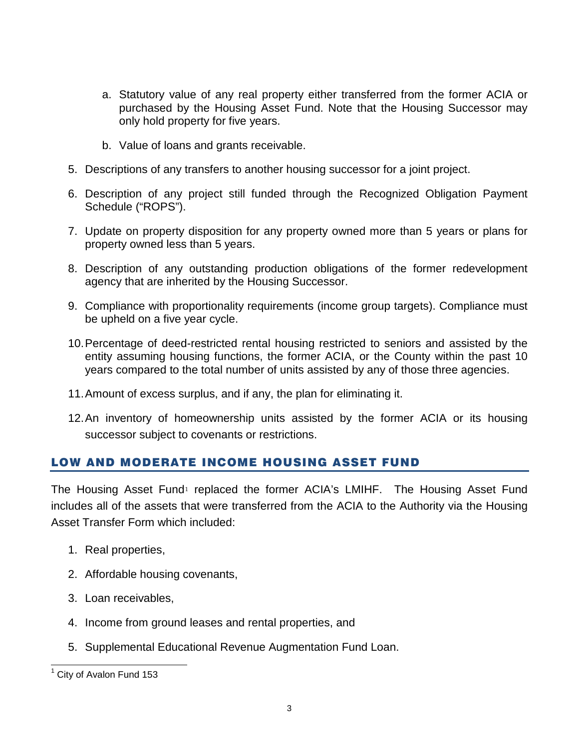a. Statutory value of any real property either transferred from the former ACIA or purchased by the Housing Asset Fund. Note that the Housing Successor may only hold property for five years.

   b. Value of loans and grants receivable.

5. Descriptions of any transfers to another housing successor for a joint project.

6. Description of any project still funded through the Recognized Obligation Payment Schedule ("ROPS").

7. Update on property disposition for any property owned more than 5 years or plans for property owned less than 5 years.

8. Description of any outstanding production obligations of the former redevelopment agency that are inherited by the Housing Successor.

9. Compliance with proportionality requirements (income group targets). Compliance must be upheld on a five year cycle.

10. Percentage of deed-restricted rental housing restricted to seniors and assisted by the entity assuming housing functions, the former ACIA, or the County within the past 10 years compared to the total number of units assisted by any of those three agencies.

11. Amount of excess surplus, and if any, the plan for eliminating it.

12. An inventory of homeownership units assisted by the former ACIA or its housing successor subject to covenants or restrictions.

## LOW AND MODERATE INCOME HOUSING ASSET FUND

The Housing Asset Fund[1] replaced the former ACIA's LMIHF. The Housing Asset Fund includes all of the assets that were transferred from the ACIA to the Authority via the Housing Asset Transfer Form which included:

1. Real properties,
2. Affordable housing covenants,
3. Loan receivables,
4. Income from ground leases and rental properties, and
5. Supplemental Educational Revenue Augmentation Fund Loan.

[1] City of Avalon Fund 153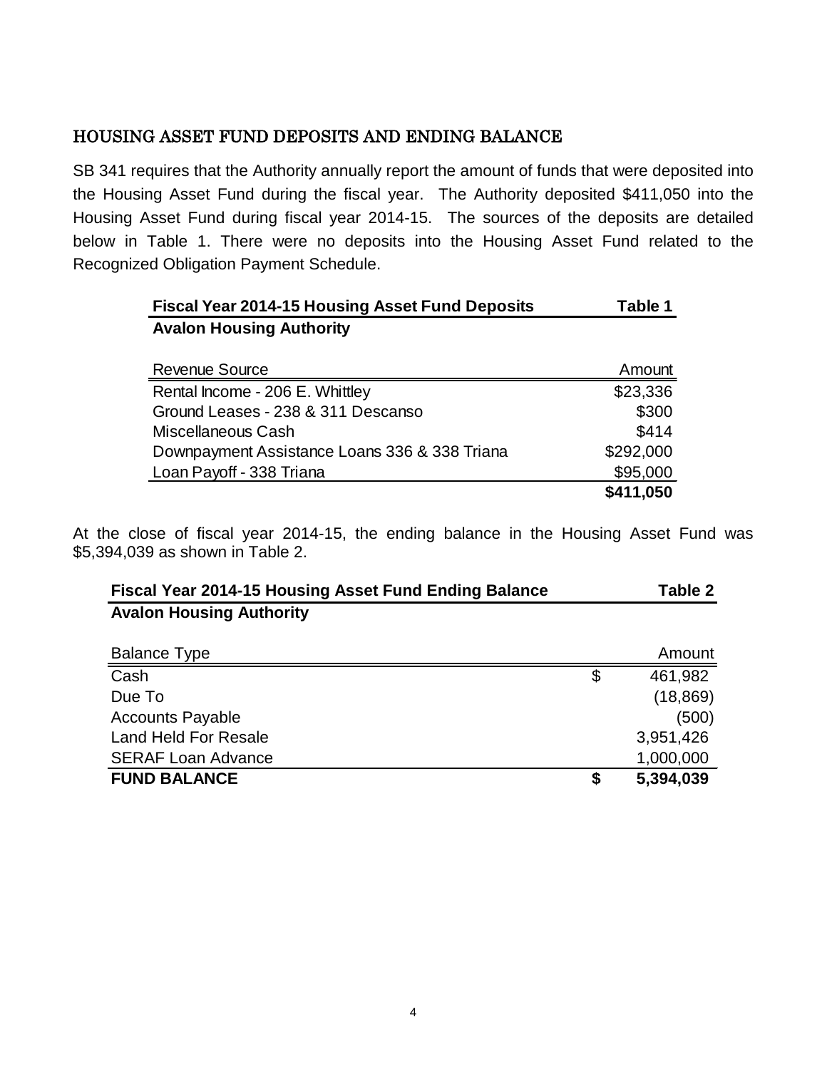## HOUSING ASSET FUND DEPOSITS AND ENDING BALANCE

SB 341 requires that the Authority annually report the amount of funds that were deposited into the Housing Asset Fund during the fiscal year. The Authority deposited $411,050 into the Housing Asset Fund during fiscal year 2014-15. The sources of the deposits are detailed below in Table 1. There were no deposits into the Housing Asset Fund related to the Recognized Obligation Payment Schedule.

**Fiscal Year 2014-15 Housing Asset Fund Deposits — Table 1**
**Avalon Housing Authority**

| Revenue Source | Amount |
| --- | --- |
| Rental Income - 206 E. Whittley | $23,336 |
| Ground Leases - 238 & 311 Descanso | $300 |
| Miscellaneous Cash | $414 |
| Downpayment Assistance Loans 336 & 338 Triana | $292,000 |
| Loan Payoff - 338 Triana | $95,000 |
| | **$411,050** |

At the close of fiscal year 2014-15, the ending balance in the Housing Asset Fund was $5,394,039 as shown in Table 2.

**Fiscal Year 2014-15 Housing Asset Fund Ending Balance — Table 2**
**Avalon Housing Authority**

| Balance Type | | Amount |
| --- | --- | --- |
| Cash | $ | 461,982 |
| Due To | | (18,869) |
| Accounts Payable | | (500) |
| Land Held For Resale | | 3,951,426 |
| SERAF Loan Advance | | 1,000,000 |
| **FUND BALANCE** | **$** | **5,394,039** |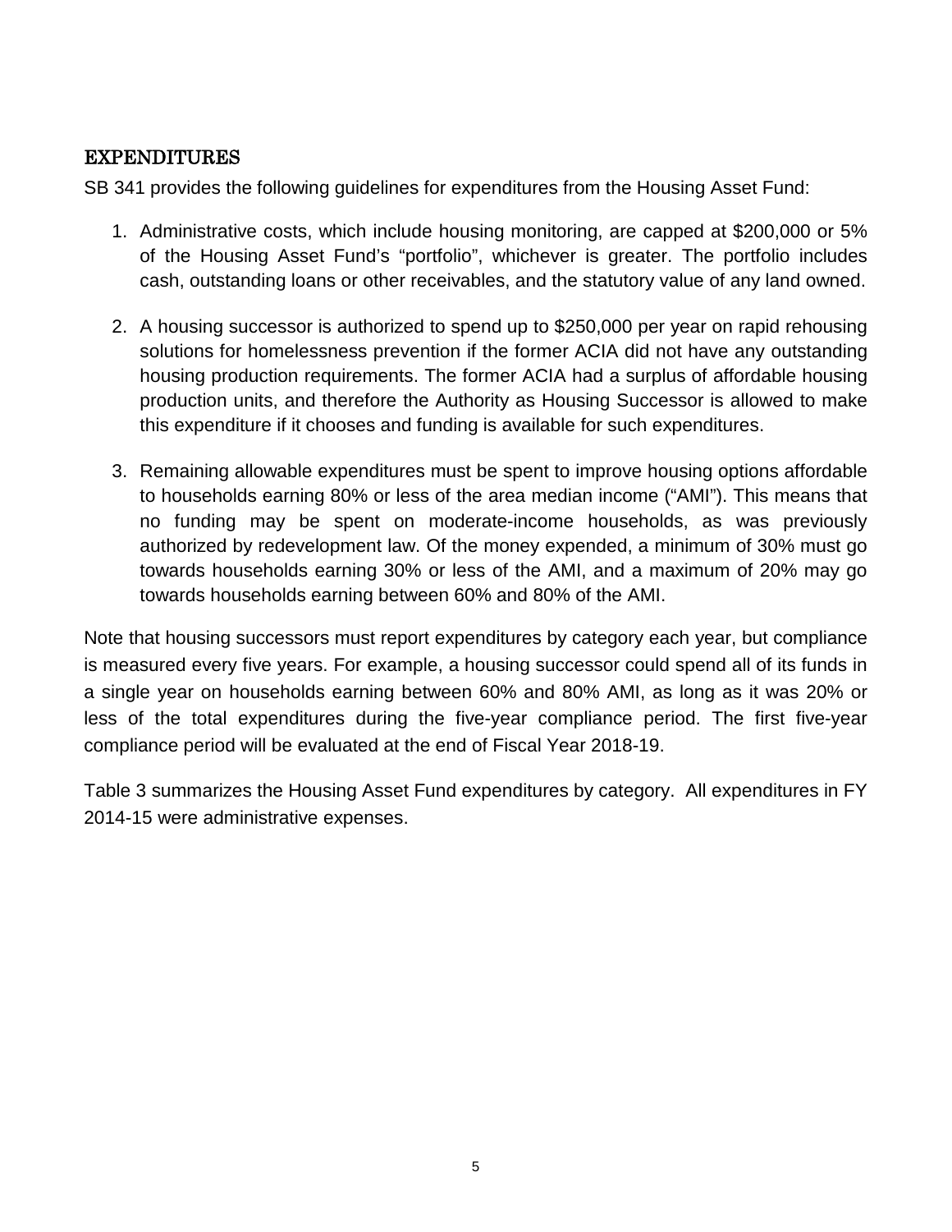## EXPENDITURES

SB 341 provides the following guidelines for expenditures from the Housing Asset Fund:

1. Administrative costs, which include housing monitoring, are capped at $200,000 or 5% of the Housing Asset Fund's "portfolio", whichever is greater. The portfolio includes cash, outstanding loans or other receivables, and the statutory value of any land owned.

2. A housing successor is authorized to spend up to $250,000 per year on rapid rehousing solutions for homelessness prevention if the former ACIA did not have any outstanding housing production requirements. The former ACIA had a surplus of affordable housing production units, and therefore the Authority as Housing Successor is allowed to make this expenditure if it chooses and funding is available for such expenditures.

3. Remaining allowable expenditures must be spent to improve housing options affordable to households earning 80% or less of the area median income ("AMI"). This means that no funding may be spent on moderate-income households, as was previously authorized by redevelopment law. Of the money expended, a minimum of 30% must go towards households earning 30% or less of the AMI, and a maximum of 20% may go towards households earning between 60% and 80% of the AMI.

Note that housing successors must report expenditures by category each year, but compliance is measured every five years. For example, a housing successor could spend all of its funds in a single year on households earning between 60% and 80% AMI, as long as it was 20% or less of the total expenditures during the five-year compliance period. The first five-year compliance period will be evaluated at the end of Fiscal Year 2018-19.

Table 3 summarizes the Housing Asset Fund expenditures by category. All expenditures in FY 2014-15 were administrative expenses.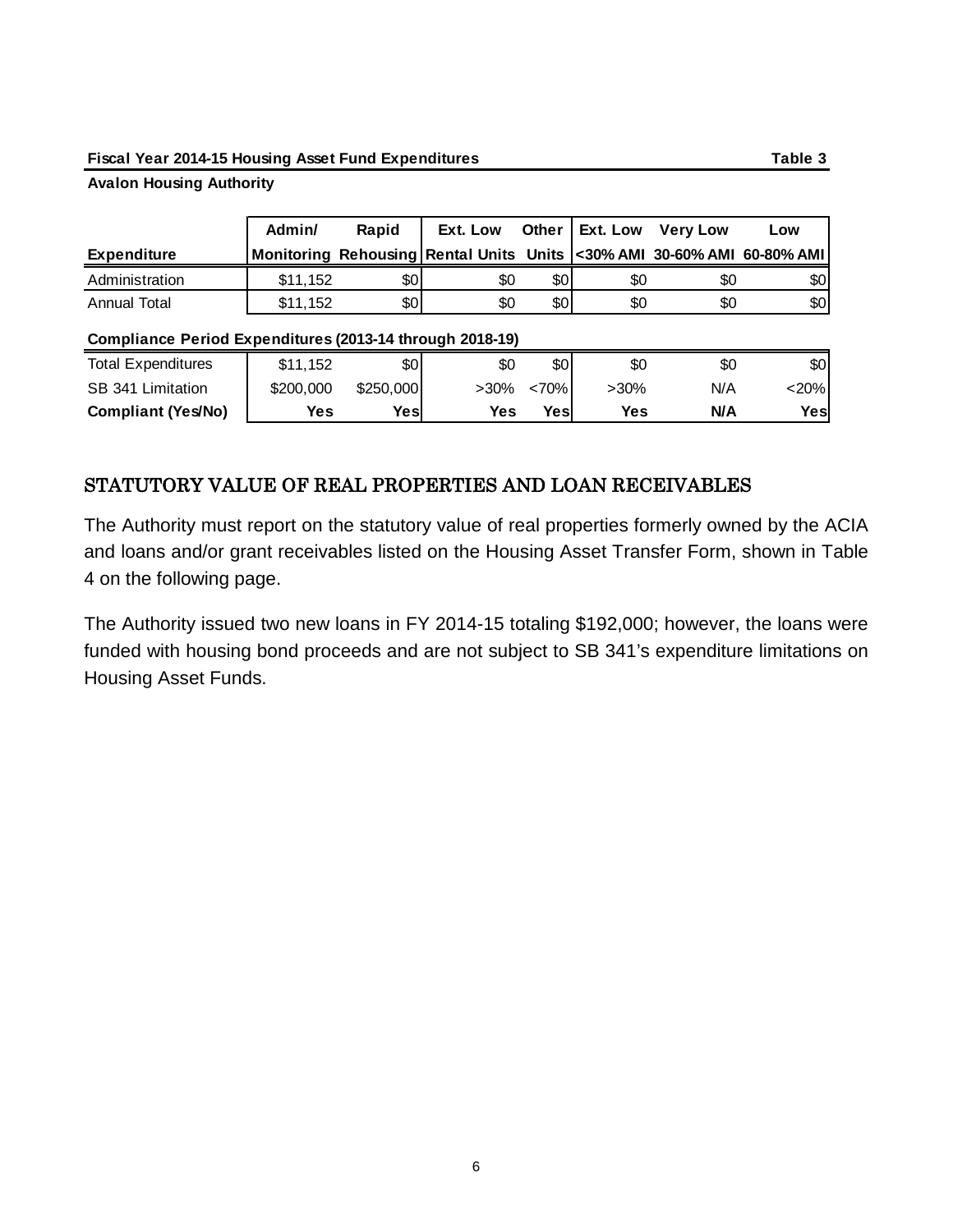**Fiscal Year 2014-15 Housing Asset Fund Expenditures** **Table 3**

**Avalon Housing Authority**

| Expenditure | Admin/ Monitoring | Rapid Rehousing | Ext. Low Rental Units | Other Units | Ext. Low <30% AMI | Very Low 30-60% AMI | Low 60-80% AMI |
|---|---|---|---|---|---|---|---|
| Administration | $11,152 | $0 | $0 | $0 | $0 | $0 | $0 |
| Annual Total | $11,152 | $0 | $0 | $0 | $0 | $0 | $0 |
| **Compliance Period Expenditures (2013-14 through 2018-19)** | | | | | | | |
| Total Expenditures | $11,152 | $0 | $0 | $0 | $0 | $0 | $0 |
| SB 341 Limitation | $200,000 | $250,000 | >30% | <70% | >30% | N/A | <20% |
| **Compliant (Yes/No)** | **Yes** | **Yes** | **Yes** | **Yes** | **Yes** | **N/A** | **Yes** |

## STATUTORY VALUE OF REAL PROPERTIES AND LOAN RECEIVABLES

The Authority must report on the statutory value of real properties formerly owned by the ACIA and loans and/or grant receivables listed on the Housing Asset Transfer Form, shown in Table 4 on the following page.

The Authority issued two new loans in FY 2014-15 totaling $192,000; however, the loans were funded with housing bond proceeds and are not subject to SB 341's expenditure limitations on Housing Asset Funds.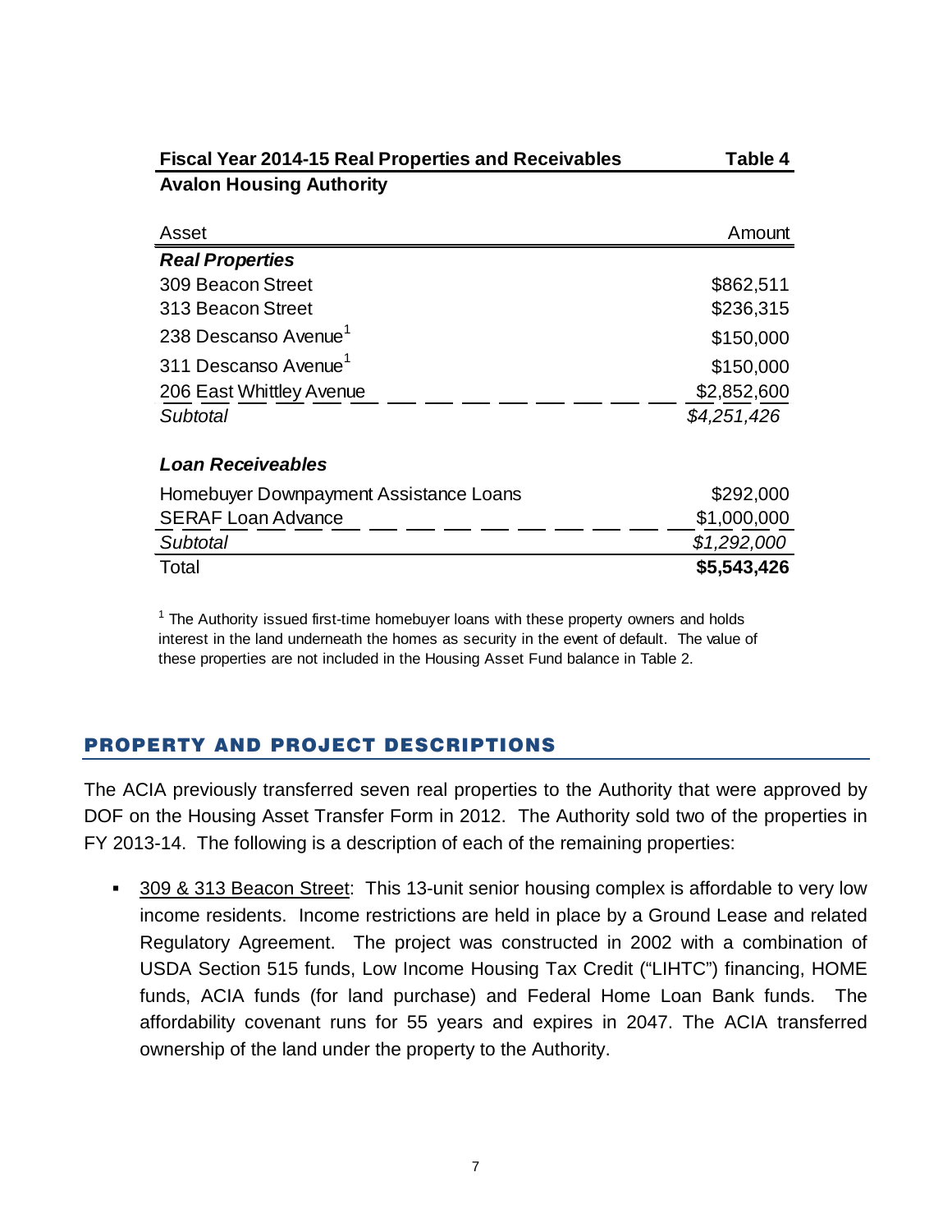**Fiscal Year 2014-15 Real Properties and Receivables** **Table 4**

**Avalon Housing Authority**

| Asset | Amount |
|---|---|
| ***Real Properties*** | |
| 309 Beacon Street | $862,511 |
| 313 Beacon Street | $236,315 |
| 238 Descanso Avenue[1] | $150,000 |
| 311 Descanso Avenue[1] | $150,000 |
| 206 East Whittley Avenue | $2,852,600 |
| *Subtotal* | *$4,251,426* |
| | |
| ***Loan Receiveables*** | |
| Homebuyer Downpayment Assistance Loans | $292,000 |
| SERAF Loan Advance | $1,000,000 |
| *Subtotal* | *$1,292,000* |
| Total | **$5,543,426** |

[1] The Authority issued first-time homebuyer loans with these property owners and holds interest in the land underneath the homes as security in the event of default. The value of these properties are not included in the Housing Asset Fund balance in Table 2.

## PROPERTY AND PROJECT DESCRIPTIONS

The ACIA previously transferred seven real properties to the Authority that were approved by DOF on the Housing Asset Transfer Form in 2012. The Authority sold two of the properties in FY 2013-14. The following is a description of each of the remaining properties:

- 309 & 313 Beacon Street: This 13-unit senior housing complex is affordable to very low income residents. Income restrictions are held in place by a Ground Lease and related Regulatory Agreement. The project was constructed in 2002 with a combination of USDA Section 515 funds, Low Income Housing Tax Credit ("LIHTC") financing, HOME funds, ACIA funds (for land purchase) and Federal Home Loan Bank funds. The affordability covenant runs for 55 years and expires in 2047. The ACIA transferred ownership of the land under the property to the Authority.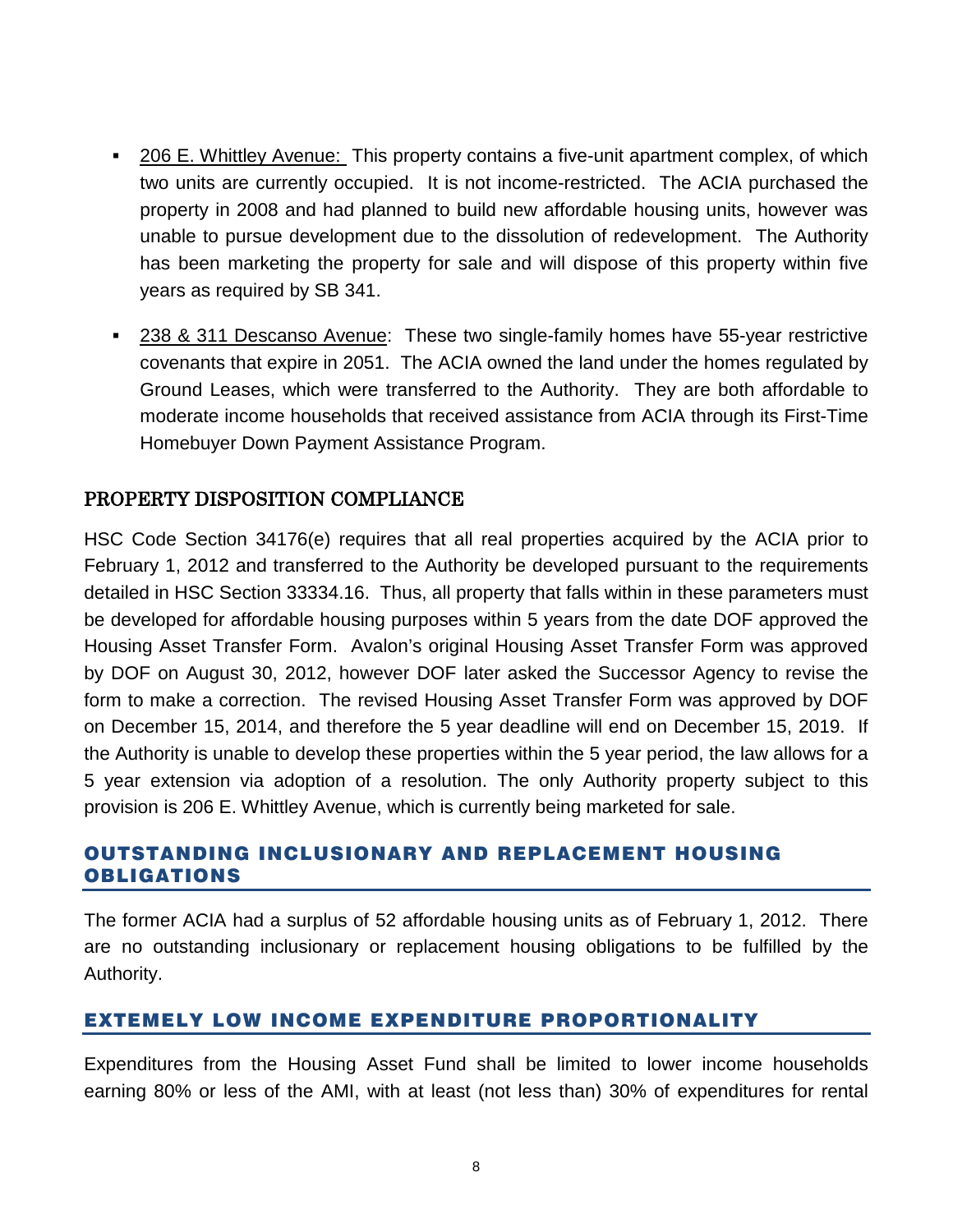- <u>206 E. Whittley Avenue:</u> This property contains a five-unit apartment complex, of which two units are currently occupied. It is not income-restricted. The ACIA purchased the property in 2008 and had planned to build new affordable housing units, however was unable to pursue development due to the dissolution of redevelopment. The Authority has been marketing the property for sale and will dispose of this property within five years as required by SB 341.

- <u>238 & 311 Descanso Avenue</u>: These two single-family homes have 55-year restrictive covenants that expire in 2051. The ACIA owned the land under the homes regulated by Ground Leases, which were transferred to the Authority. They are both affordable to moderate income households that received assistance from ACIA through its First-Time Homebuyer Down Payment Assistance Program.

### PROPERTY DISPOSITION COMPLIANCE

HSC Code Section 34176(e) requires that all real properties acquired by the ACIA prior to February 1, 2012 and transferred to the Authority be developed pursuant to the requirements detailed in HSC Section 33334.16. Thus, all property that falls within in these parameters must be developed for affordable housing purposes within 5 years from the date DOF approved the Housing Asset Transfer Form. Avalon's original Housing Asset Transfer Form was approved by DOF on August 30, 2012, however DOF later asked the Successor Agency to revise the form to make a correction. The revised Housing Asset Transfer Form was approved by DOF on December 15, 2014, and therefore the 5 year deadline will end on December 15, 2019. If the Authority is unable to develop these properties within the 5 year period, the law allows for a 5 year extension via adoption of a resolution. The only Authority property subject to this provision is 206 E. Whittley Avenue, which is currently being marketed for sale.

## OUTSTANDING INCLUSIONARY AND REPLACEMENT HOUSING OBLIGATIONS

The former ACIA had a surplus of 52 affordable housing units as of February 1, 2012. There are no outstanding inclusionary or replacement housing obligations to be fulfilled by the Authority.

## EXTEMELY LOW INCOME EXPENDITURE PROPORTIONALITY

Expenditures from the Housing Asset Fund shall be limited to lower income households earning 80% or less of the AMI, with at least (not less than) 30% of expenditures for rental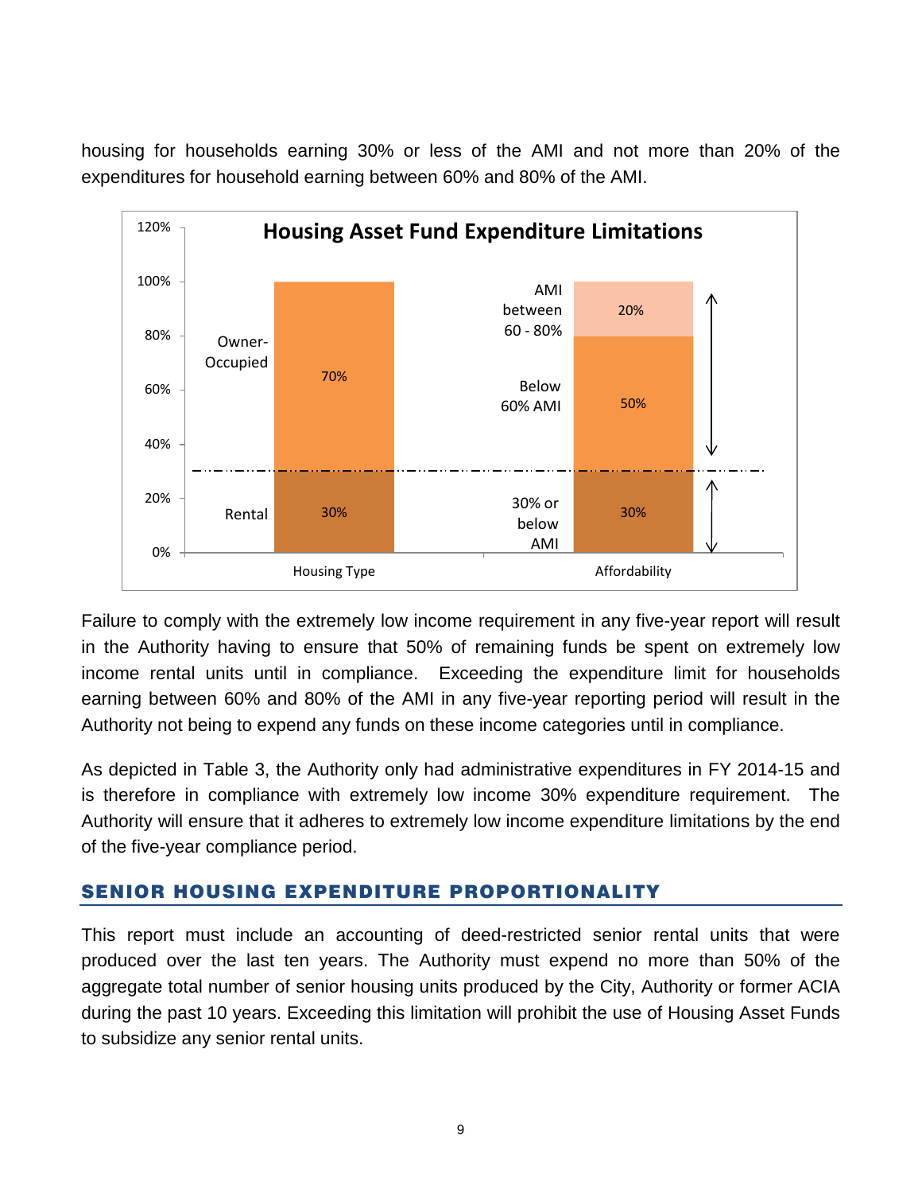housing for households earning 30% or less of the AMI and not more than 20% of the expenditures for household earning between 60% and 80% of the AMI.

**Housing Asset Fund Expenditure Limitations**

| | Housing Type | | Affordability |
|---|---|---|---|
| Owner-Occupied | 70% | AMI between 60 - 80% | 20% |
| | | Below 60% AMI | 50% |
| Rental | 30% | 30% or below AMI | 30% |

Failure to comply with the extremely low income requirement in any five-year report will result in the Authority having to ensure that 50% of remaining funds be spent on extremely low income rental units until in compliance. Exceeding the expenditure limit for households earning between 60% and 80% of the AMI in any five-year reporting period will result in the Authority not being to expend any funds on these income categories until in compliance.

As depicted in Table 3, the Authority only had administrative expenditures in FY 2014-15 and is therefore in compliance with extremely low income 30% expenditure requirement. The Authority will ensure that it adheres to extremely low income expenditure limitations by the end of the five-year compliance period.

## SENIOR HOUSING EXPENDITURE PROPORTIONALITY

This report must include an accounting of deed-restricted senior rental units that were produced over the last ten years. The Authority must expend no more than 50% of the aggregate total number of senior housing units produced by the City, Authority or former ACIA during the past 10 years. Exceeding this limitation will prohibit the use of Housing Asset Funds to subsidize any senior rental units.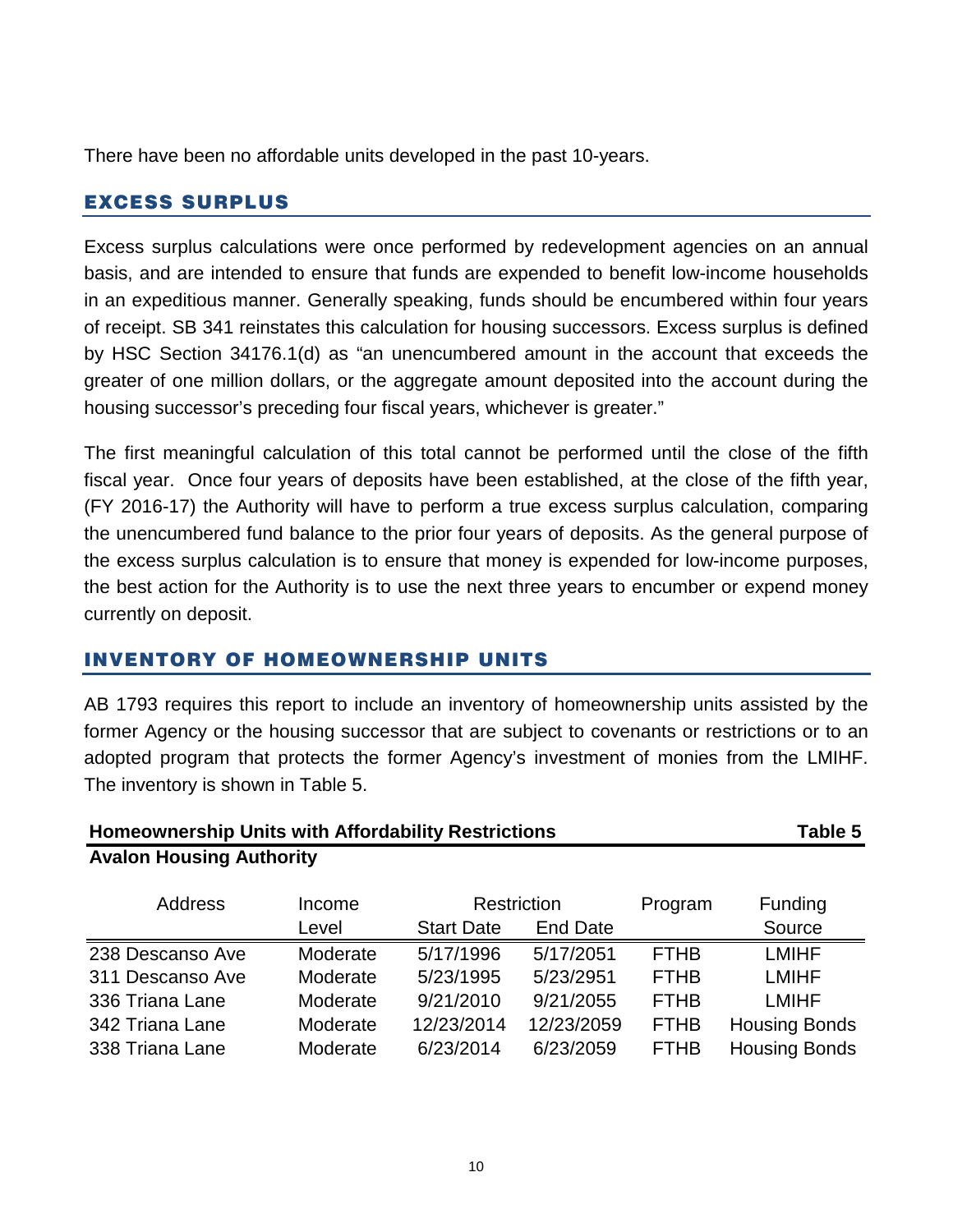There have been no affordable units developed in the past 10-years.

## EXCESS SURPLUS

Excess surplus calculations were once performed by redevelopment agencies on an annual basis, and are intended to ensure that funds are expended to benefit low-income households in an expeditious manner. Generally speaking, funds should be encumbered within four years of receipt. SB 341 reinstates this calculation for housing successors. Excess surplus is defined by HSC Section 34176.1(d) as "an unencumbered amount in the account that exceeds the greater of one million dollars, or the aggregate amount deposited into the account during the housing successor's preceding four fiscal years, whichever is greater."

The first meaningful calculation of this total cannot be performed until the close of the fifth fiscal year. Once four years of deposits have been established, at the close of the fifth year, (FY 2016-17) the Authority will have to perform a true excess surplus calculation, comparing the unencumbered fund balance to the prior four years of deposits. As the general purpose of the excess surplus calculation is to ensure that money is expended for low-income purposes, the best action for the Authority is to use the next three years to encumber or expend money currently on deposit.

## INVENTORY OF HOMEOWNERSHIP UNITS

AB 1793 requires this report to include an inventory of homeownership units assisted by the former Agency or the housing successor that are subject to covenants or restrictions or to an adopted program that protects the former Agency's investment of monies from the LMIHF. The inventory is shown in Table 5.

**Homeownership Units with Affordability Restrictions** **Table 5**
**Avalon Housing Authority**

| Address | Income Level | Restriction Start Date | Restriction End Date | Program | Funding Source |
|---|---|---|---|---|---|
| 238 Descanso Ave | Moderate | 5/17/1996 | 5/17/2051 | FTHB | LMIHF |
| 311 Descanso Ave | Moderate | 5/23/1995 | 5/23/2951 | FTHB | LMIHF |
| 336 Triana Lane | Moderate | 9/21/2010 | 9/21/2055 | FTHB | LMIHF |
| 342 Triana Lane | Moderate | 12/23/2014 | 12/23/2059 | FTHB | Housing Bonds |
| 338 Triana Lane | Moderate | 6/23/2014 | 6/23/2059 | FTHB | Housing Bonds |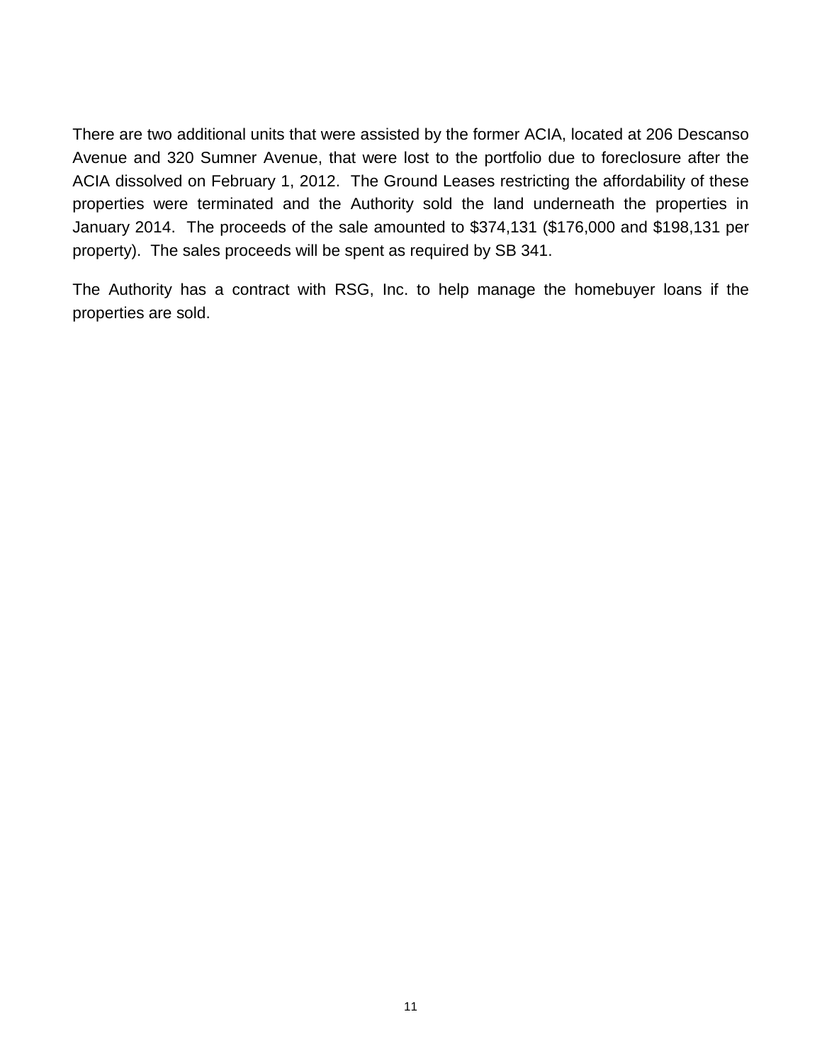There are two additional units that were assisted by the former ACIA, located at 206 Descanso Avenue and 320 Sumner Avenue, that were lost to the portfolio due to foreclosure after the ACIA dissolved on February 1, 2012. The Ground Leases restricting the affordability of these properties were terminated and the Authority sold the land underneath the properties in January 2014. The proceeds of the sale amounted to $374,131 ($176,000 and $198,131 per property). The sales proceeds will be spent as required by SB 341.

The Authority has a contract with RSG, Inc. to help manage the homebuyer loans if the properties are sold.